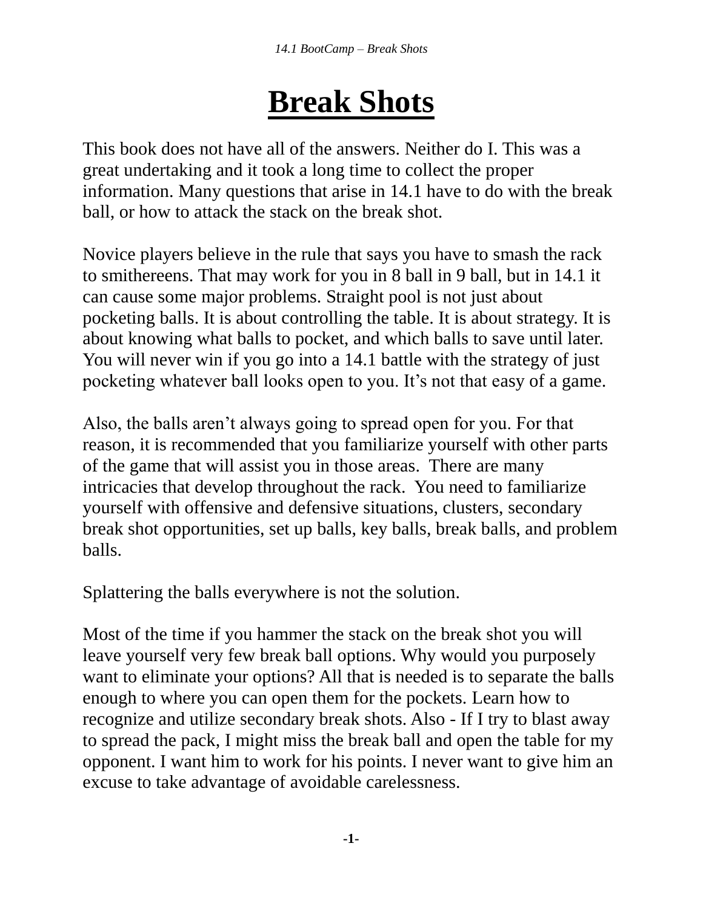# Break Shots

This book does not have all of the answers. Neither do I. This was a great undertaking and it took a long time to collect the proper information. Many questions that arise in 14.1 have to do with the break ball, or how to attack the stack on the break shot.

Novice players believe in the rule that says you have to smash the rack to smithereens. That may work for you in 8 ball in 9 ball, but in 14.1 it can cause some major problems. Straight pool is not just about pocketing balls. It is about controlling the table. It is about strategy. It is about knowing what balls to pocket, and which balls to save until later. You will never win if you go into a 14.1 battle with the strategy of just pocketing whatever ball looks open to you. It's not that easy of a game.

Also, the balls aren't always going to spread open for you. For that reason, it is recommended that you familiarize yourself with other parts of the game that will assist you in those areas. There are many intricacies that develop throughout the rack. You need to familiarize yourself with offensive and defensive situations, clusters, secondary break shot opportunities, set up balls, key balls, break balls, and problem balls.

Splattering the balls everywhere is not the solution.

Most of the time if you hammer the stack on the break shot you will leave yourself very few break ball options. Why would you purposely want to eliminate your options? All that is needed is to separate the balls enough to where you can open them for the pockets. Learn how to recognize and utilize secondary break shots. Also - If I try to blast away to spread the pack, I might miss the break ball and open the table for my opponent. I want him to work for his points. I never want to give him an excuse to take advantage of avoidable carelessness.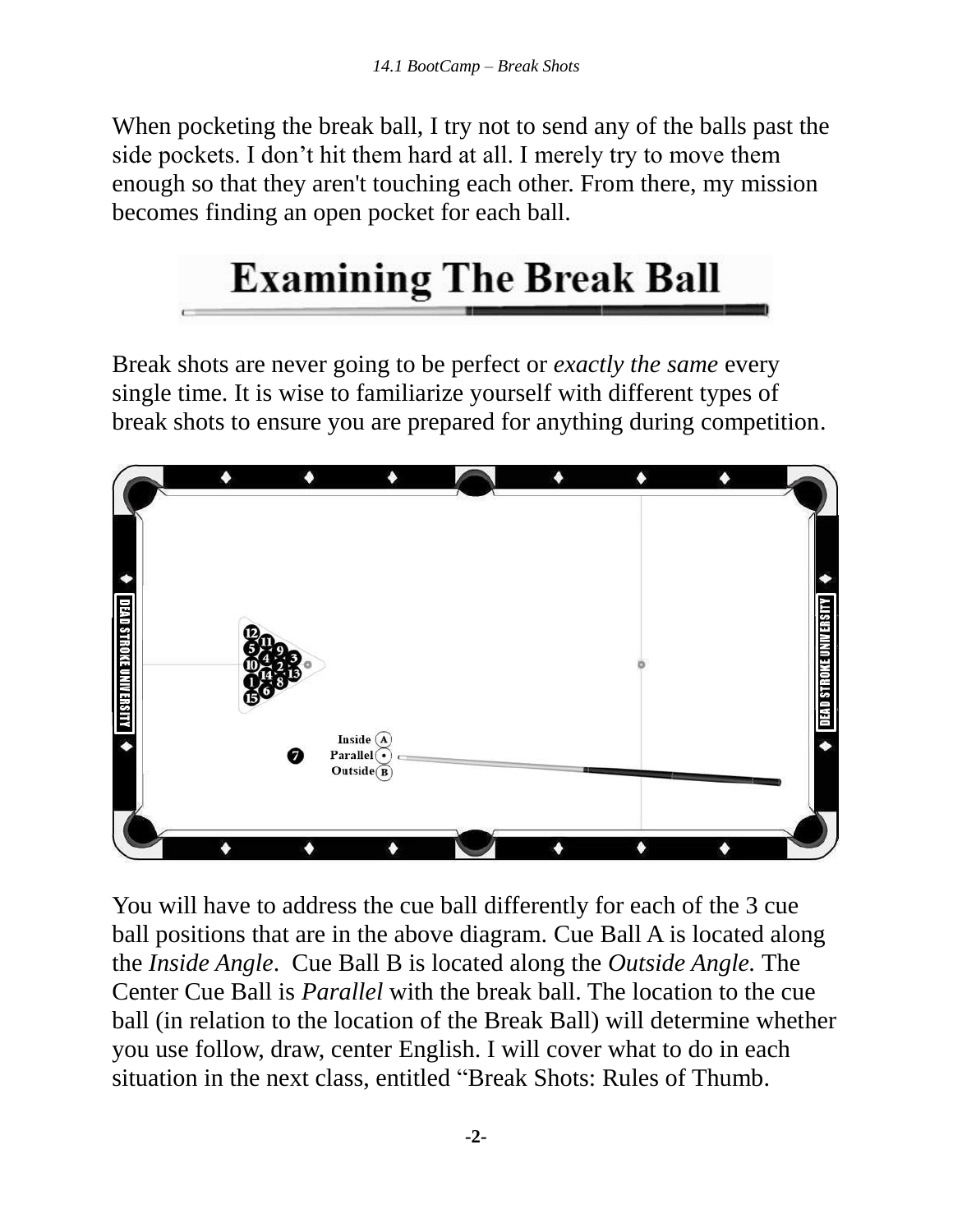When pocketing the break ball, I try not to send any of the balls past the side pockets. I don’t hit them hard at all. I merely try to move them enough so that they aren't touching each other. From there, my mission becomes finding an open pocket for each ball.

## Examining The Break Ball

Break shots are never going to be perfect or *exactly the same* every single time. It is wise to familiarize yourself with different types of break shots to ensure you are prepared for anything during competition.

You will have to address the cue ball differently for each of the 3 cue ball positions that are in the above diagram. Cue Ball A is located along the *Inside Angle*. Cue Ball B is located along the *Outside Angle.* The Center Cue Ball is *Parallel* with the break ball. The location to the cue ball (in relation to the location of the Break Ball) will determine whether you use follow, draw, center English. I will cover what to do in each situation in the next class, entitled “Break Shots: Rules of Thumb.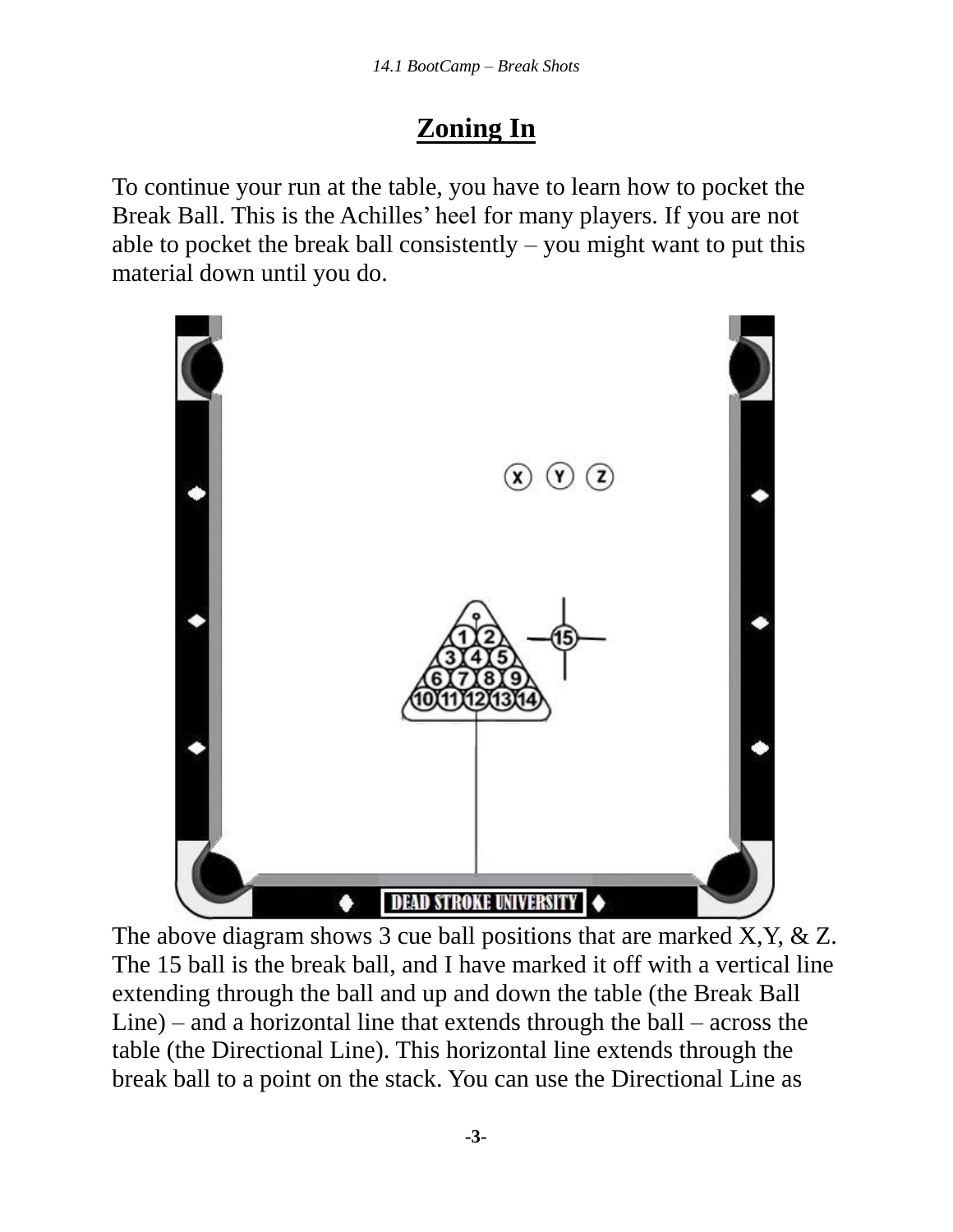## Zoning In

To continue your run at the table, you have to learn how to pocket the Break Ball. This is the Achilles' heel for many players. If you are not able to pocket the break ball consistently – you might want to put this material down until you do.

The above diagram shows 3 cue ball positions that are marked X,Y, & Z. The 15 ball is the break ball, and I have marked it off with a vertical line extending through the ball and up and down the table (the Break Ball Line) – and a horizontal line that extends through the ball – across the table (the Directional Line). This horizontal line extends through the break ball to a point on the stack. You can use the Directional Line as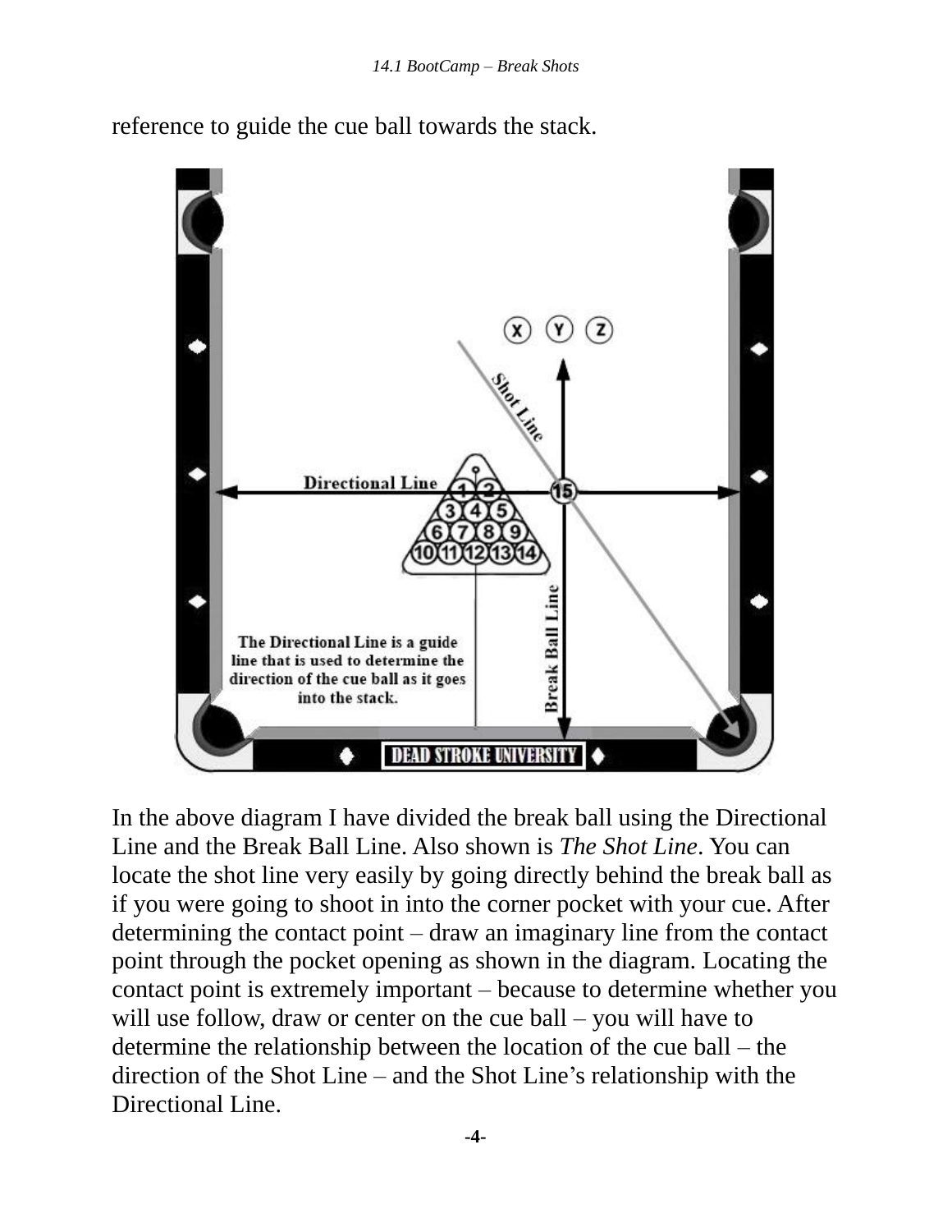reference to guide the cue ball towards the stack.

In the above diagram I have divided the break ball using the Directional Line and the Break Ball Line. Also shown is *The Shot Line*. You can locate the shot line very easily by going directly behind the break ball as if you were going to shoot in into the corner pocket with your cue. After determining the contact point – draw an imaginary line from the contact point through the pocket opening as shown in the diagram. Locating the contact point is extremely important – because to determine whether you will use follow, draw or center on the cue ball – you will have to determine the relationship between the location of the cue ball – the direction of the Shot Line – and the Shot Line's relationship with the Directional Line.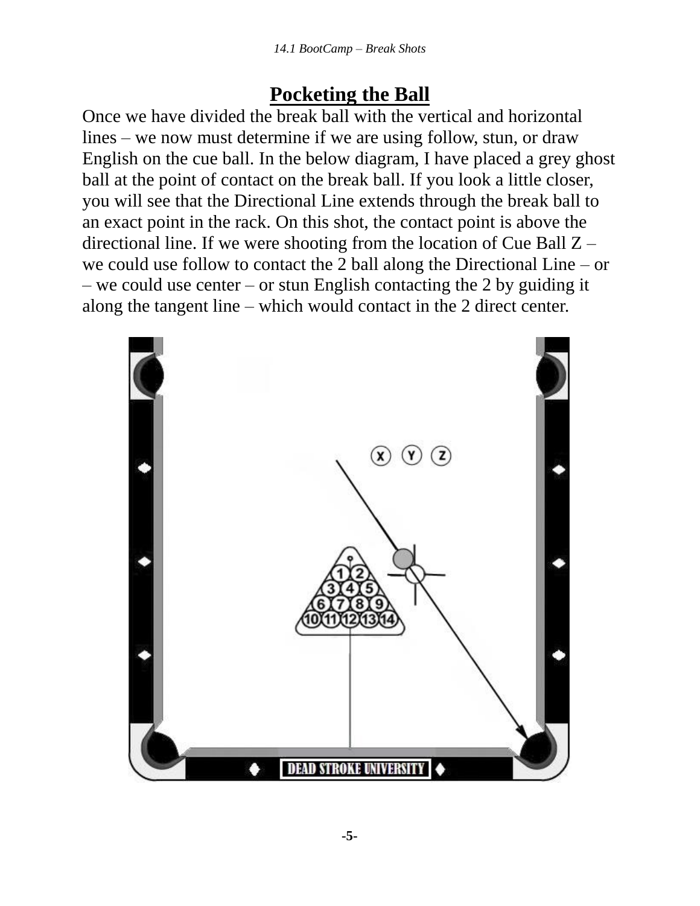## Pocketing the Ball

Once we have divided the break ball with the vertical and horizontal lines – we now must determine if we are using follow, stun, or draw English on the cue ball. In the below diagram, I have placed a grey ghost ball at the point of contact on the break ball. If you look a little closer, you will see that the Directional Line extends through the break ball to an exact point in the rack. On this shot, the contact point is above the directional line. If we were shooting from the location of Cue Ball Z – we could use follow to contact the 2 ball along the Directional Line – or – we could use center – or stun English contacting the 2 by guiding it along the tangent line – which would contact in the 2 direct center.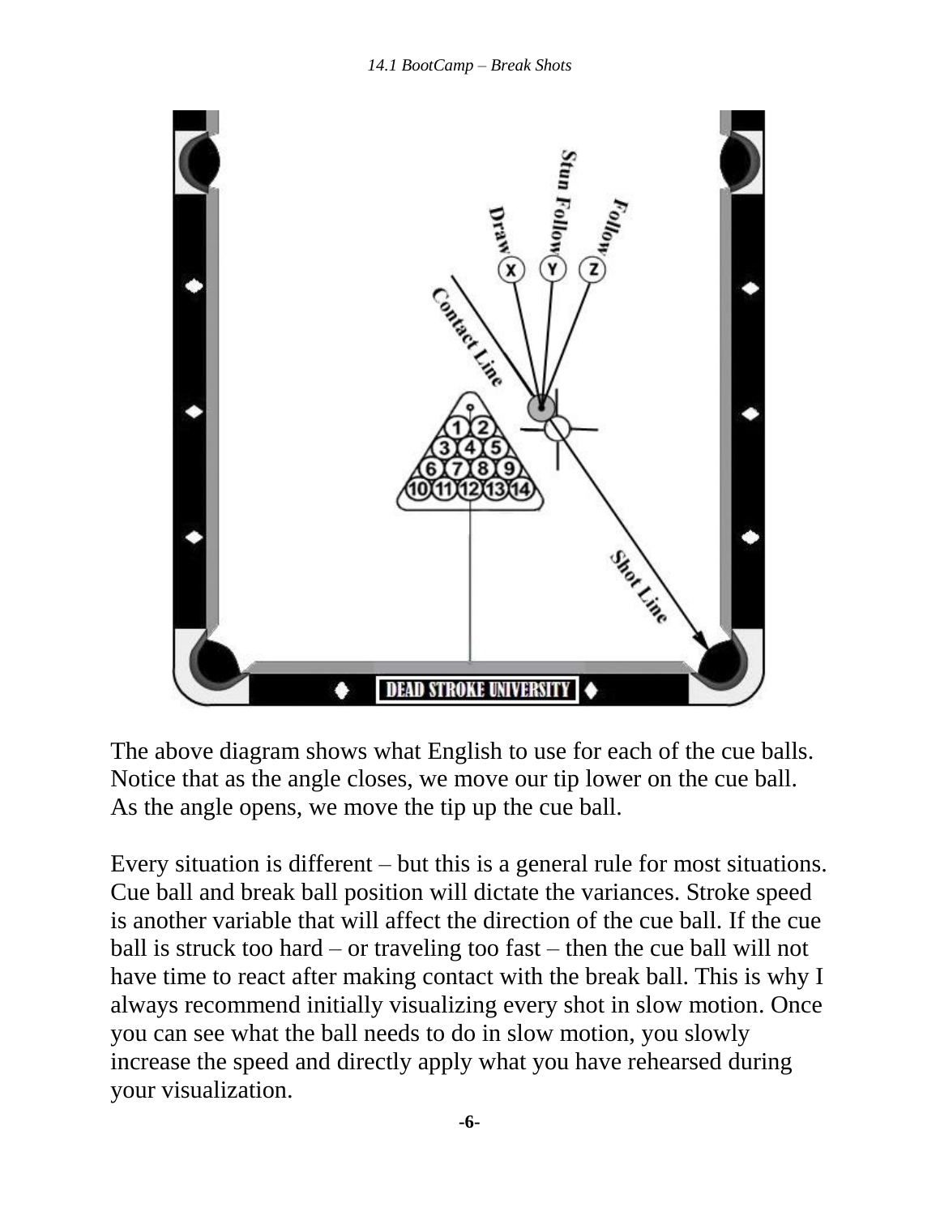The above diagram shows what English to use for each of the cue balls. Notice that as the angle closes, we move our tip lower on the cue ball. As the angle opens, we move the tip up the cue ball.

Every situation is different – but this is a general rule for most situations. Cue ball and break ball position will dictate the variances. Stroke speed is another variable that will affect the direction of the cue ball. If the cue ball is struck too hard – or traveling too fast – then the cue ball will not have time to react after making contact with the break ball. This is why I always recommend initially visualizing every shot in slow motion. Once you can see what the ball needs to do in slow motion, you slowly increase the speed and directly apply what you have rehearsed during your visualization.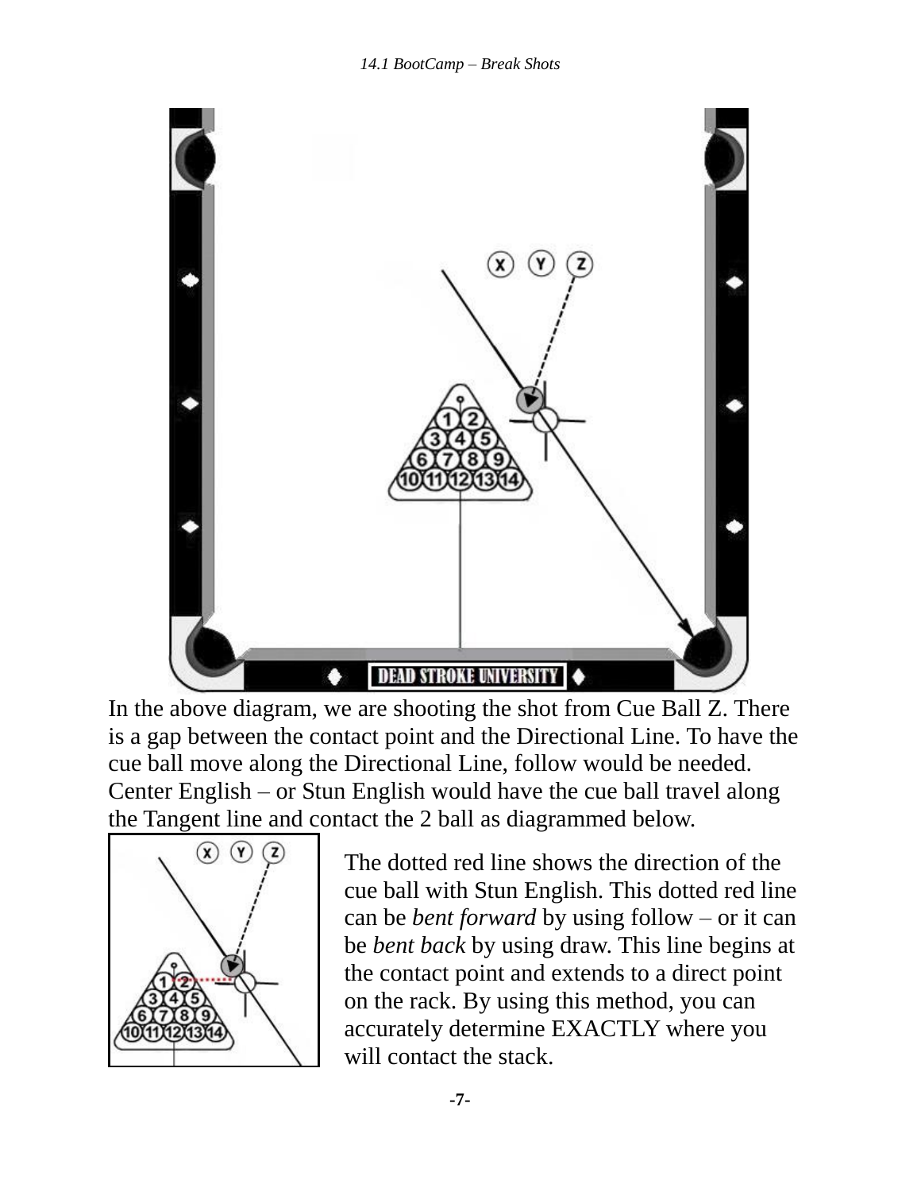In the above diagram, we are shooting the shot from Cue Ball Z. There is a gap between the contact point and the Directional Line. To have the cue ball move along the Directional Line, follow would be needed. Center English – or Stun English would have the cue ball travel along the Tangent line and contact the 2 ball as diagrammed below.

The dotted red line shows the direction of the cue ball with Stun English. This dotted red line can be *bent forward* by using follow – or it can be *bent back* by using draw. This line begins at the contact point and extends to a direct point on the rack. By using this method, you can accurately determine EXACTLY where you will contact the stack.